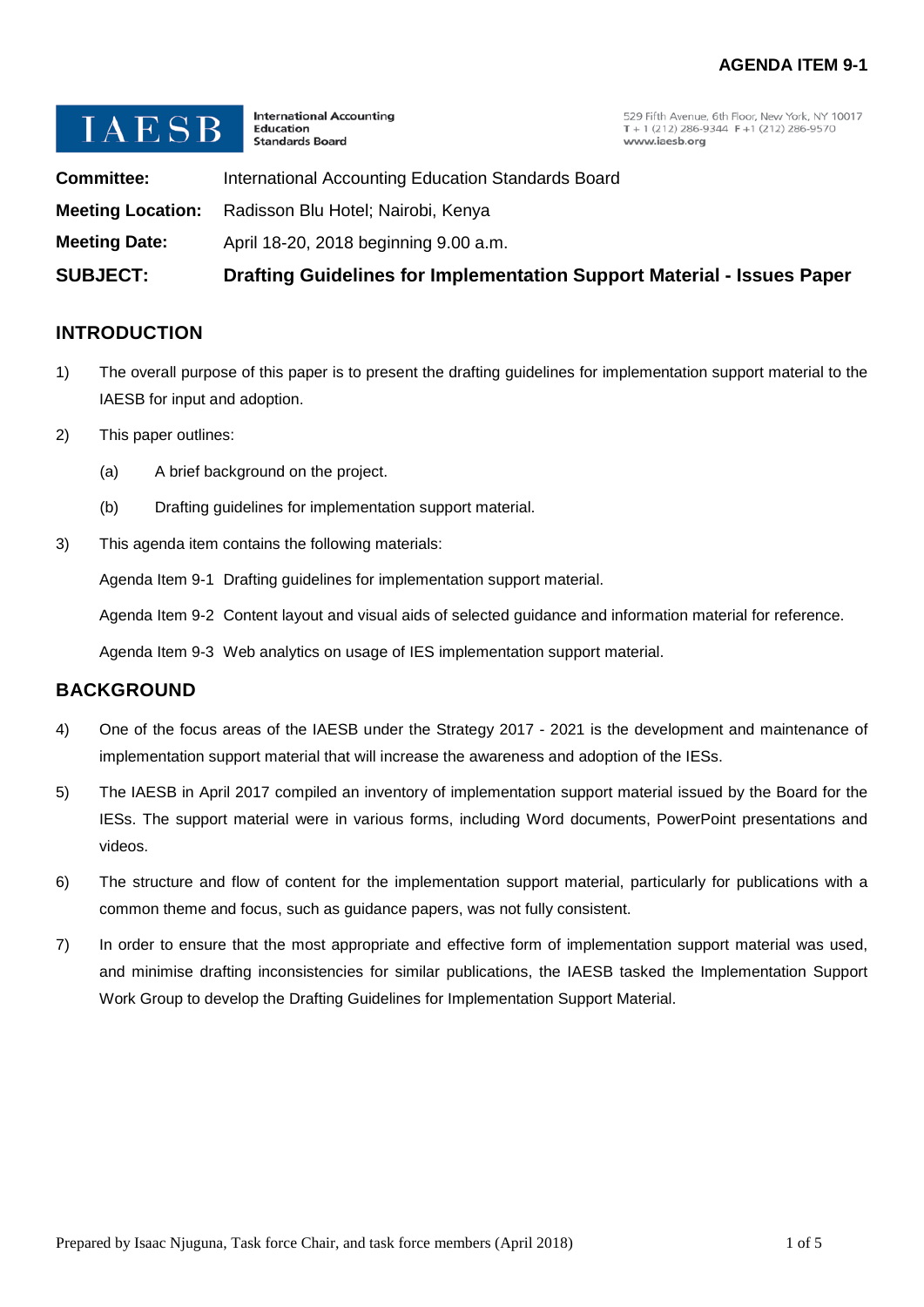**AGENDA ITEM 9-1**

IAESB International Accounting Education Standards Board

529 Fifth Avenue, 6th Floor, New York, NY 10017
T + 1 (212) 286-9344 F +1 (212) 286-9570
www.iaesb.org

| | |
|---|---|
| **Committee:** | International Accounting Education Standards Board |
| **Meeting Location:** | Radisson Blu Hotel; Nairobi, Kenya |
| **Meeting Date:** | April 18-20, 2018 beginning 9.00 a.m. |
| **SUBJECT:** | **Drafting Guidelines for Implementation Support Material - Issues Paper** |

## INTRODUCTION

1) The overall purpose of this paper is to present the drafting guidelines for implementation support material to the IAESB for input and adoption.

2) This paper outlines:

   (a) A brief background on the project.

   (b) Drafting guidelines for implementation support material.

3) This agenda item contains the following materials:

   Agenda Item 9-1 Drafting guidelines for implementation support material.

   Agenda Item 9-2 Content layout and visual aids of selected guidance and information material for reference.

   Agenda Item 9-3 Web analytics on usage of IES implementation support material.

## BACKGROUND

4) One of the focus areas of the IAESB under the Strategy 2017 - 2021 is the development and maintenance of implementation support material that will increase the awareness and adoption of the IESs.

5) The IAESB in April 2017 compiled an inventory of implementation support material issued by the Board for the IESs. The support material were in various forms, including Word documents, PowerPoint presentations and videos.

6) The structure and flow of content for the implementation support material, particularly for publications with a common theme and focus, such as guidance papers, was not fully consistent.

7) In order to ensure that the most appropriate and effective form of implementation support material was used, and minimise drafting inconsistencies for similar publications, the IAESB tasked the Implementation Support Work Group to develop the Drafting Guidelines for Implementation Support Material.

Prepared by Isaac Njuguna, Task force Chair, and task force members (April 2018)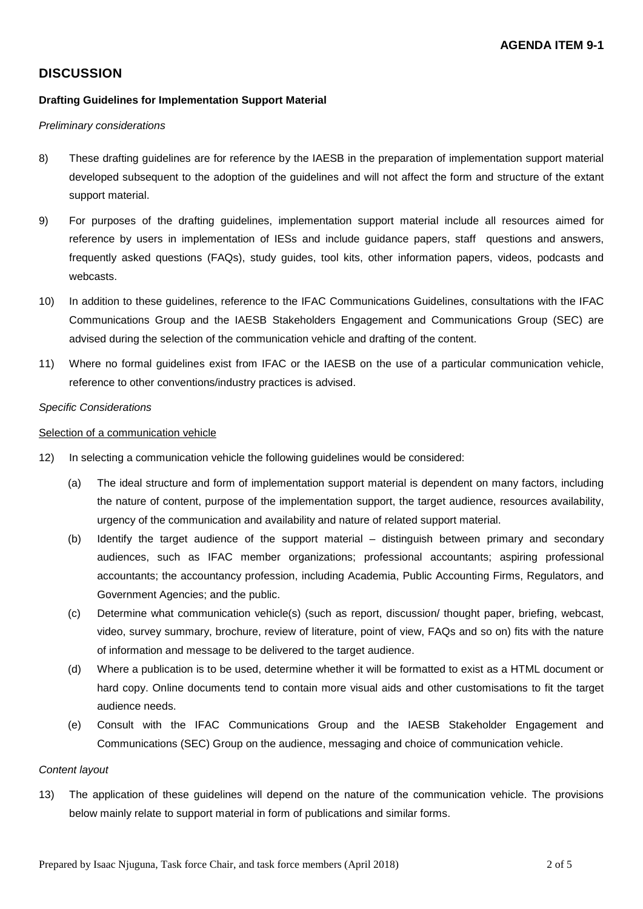## DISCUSSION

### Drafting Guidelines for Implementation Support Material

*Preliminary considerations*

8) These drafting guidelines are for reference by the IAESB in the preparation of implementation support material developed subsequent to the adoption of the guidelines and will not affect the form and structure of the extant support material.

9) For purposes of the drafting guidelines, implementation support material include all resources aimed for reference by users in implementation of IESs and include guidance papers, staff questions and answers, frequently asked questions (FAQs), study guides, tool kits, other information papers, videos, podcasts and webcasts.

10) In addition to these guidelines, reference to the IFAC Communications Guidelines, consultations with the IFAC Communications Group and the IAESB Stakeholders Engagement and Communications Group (SEC) are advised during the selection of the communication vehicle and drafting of the content.

11) Where no formal guidelines exist from IFAC or the IAESB on the use of a particular communication vehicle, reference to other conventions/industry practices is advised.

*Specific Considerations*

Selection of a communication vehicle

12) In selecting a communication vehicle the following guidelines would be considered:

   (a) The ideal structure and form of implementation support material is dependent on many factors, including the nature of content, purpose of the implementation support, the target audience, resources availability, urgency of the communication and availability and nature of related support material.

   (b) Identify the target audience of the support material – distinguish between primary and secondary audiences, such as IFAC member organizations; professional accountants; aspiring professional accountants; the accountancy profession, including Academia, Public Accounting Firms, Regulators, and Government Agencies; and the public.

   (c) Determine what communication vehicle(s) (such as report, discussion/ thought paper, briefing, webcast, video, survey summary, brochure, review of literature, point of view, FAQs and so on) fits with the nature of information and message to be delivered to the target audience.

   (d) Where a publication is to be used, determine whether it will be formatted to exist as a HTML document or hard copy. Online documents tend to contain more visual aids and other customisations to fit the target audience needs.

   (e) Consult with the IFAC Communications Group and the IAESB Stakeholder Engagement and Communications (SEC) Group on the audience, messaging and choice of communication vehicle.

*Content layout*

13) The application of these guidelines will depend on the nature of the communication vehicle. The provisions below mainly relate to support material in form of publications and similar forms.

Prepared by Isaac Njuguna, Task force Chair, and task force members (April 2018)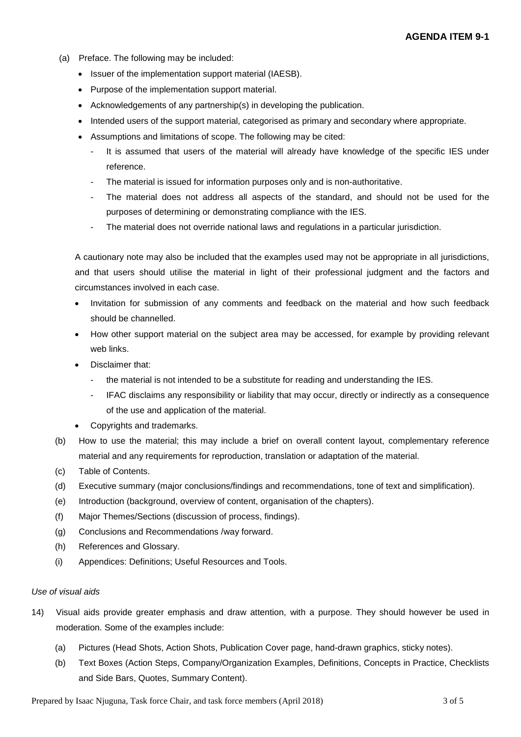(a) Preface. The following may be included:

- Issuer of the implementation support material (IAESB).
- Purpose of the implementation support material.
- Acknowledgements of any partnership(s) in developing the publication.
- Intended users of the support material, categorised as primary and secondary where appropriate.
- Assumptions and limitations of scope. The following may be cited:
  - It is assumed that users of the material will already have knowledge of the specific IES under reference.
  - The material is issued for information purposes only and is non-authoritative.
  - The material does not address all aspects of the standard, and should not be used for the purposes of determining or demonstrating compliance with the IES.
  - The material does not override national laws and regulations in a particular jurisdiction.

  A cautionary note may also be included that the examples used may not be appropriate in all jurisdictions, and that users should utilise the material in light of their professional judgment and the factors and circumstances involved in each case.

- Invitation for submission of any comments and feedback on the material and how such feedback should be channelled.
- How other support material on the subject area may be accessed, for example by providing relevant web links.
- Disclaimer that:
  - the material is not intended to be a substitute for reading and understanding the IES.
  - IFAC disclaims any responsibility or liability that may occur, directly or indirectly as a consequence of the use and application of the material.
- Copyrights and trademarks.

(b) How to use the material; this may include a brief on overall content layout, complementary reference material and any requirements for reproduction, translation or adaptation of the material.

(c) Table of Contents.

(d) Executive summary (major conclusions/findings and recommendations, tone of text and simplification).

(e) Introduction (background, overview of content, organisation of the chapters).

(f) Major Themes/Sections (discussion of process, findings).

(g) Conclusions and Recommendations /way forward.

(h) References and Glossary.

(i) Appendices: Definitions; Useful Resources and Tools.

*Use of visual aids*

14) Visual aids provide greater emphasis and draw attention, with a purpose. They should however be used in moderation. Some of the examples include:

(a) Pictures (Head Shots, Action Shots, Publication Cover page, hand-drawn graphics, sticky notes).

(b) Text Boxes (Action Steps, Company/Organization Examples, Definitions, Concepts in Practice, Checklists and Side Bars, Quotes, Summary Content).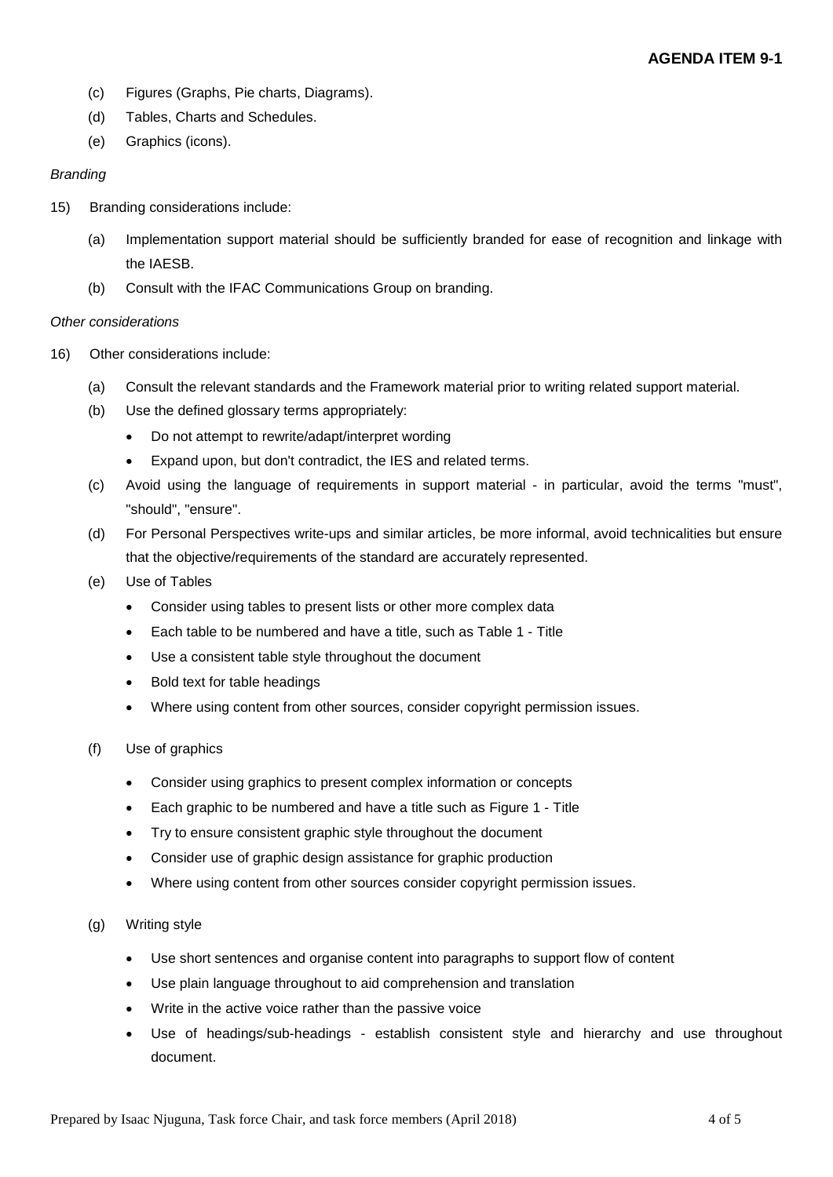(c) Figures (Graphs, Pie charts, Diagrams).

(d) Tables, Charts and Schedules.

(e) Graphics (icons).

*Branding*

15) Branding considerations include:

(a) Implementation support material should be sufficiently branded for ease of recognition and linkage with the IAESB.

(b) Consult with the IFAC Communications Group on branding.

*Other considerations*

16) Other considerations include:

(a) Consult the relevant standards and the Framework material prior to writing related support material.

(b) Use the defined glossary terms appropriately:

- Do not attempt to rewrite/adapt/interpret wording
- Expand upon, but don't contradict, the IES and related terms.

(c) Avoid using the language of requirements in support material - in particular, avoid the terms "must", "should", "ensure".

(d) For Personal Perspectives write-ups and similar articles, be more informal, avoid technicalities but ensure that the objective/requirements of the standard are accurately represented.

(e) Use of Tables

- Consider using tables to present lists or other more complex data
- Each table to be numbered and have a title, such as Table 1 - Title
- Use a consistent table style throughout the document
- Bold text for table headings
- Where using content from other sources, consider copyright permission issues.

(f) Use of graphics

- Consider using graphics to present complex information or concepts
- Each graphic to be numbered and have a title such as Figure 1 - Title
- Try to ensure consistent graphic style throughout the document
- Consider use of graphic design assistance for graphic production
- Where using content from other sources consider copyright permission issues.

(g) Writing style

- Use short sentences and organise content into paragraphs to support flow of content
- Use plain language throughout to aid comprehension and translation
- Write in the active voice rather than the passive voice
- Use of headings/sub-headings - establish consistent style and hierarchy and use throughout document.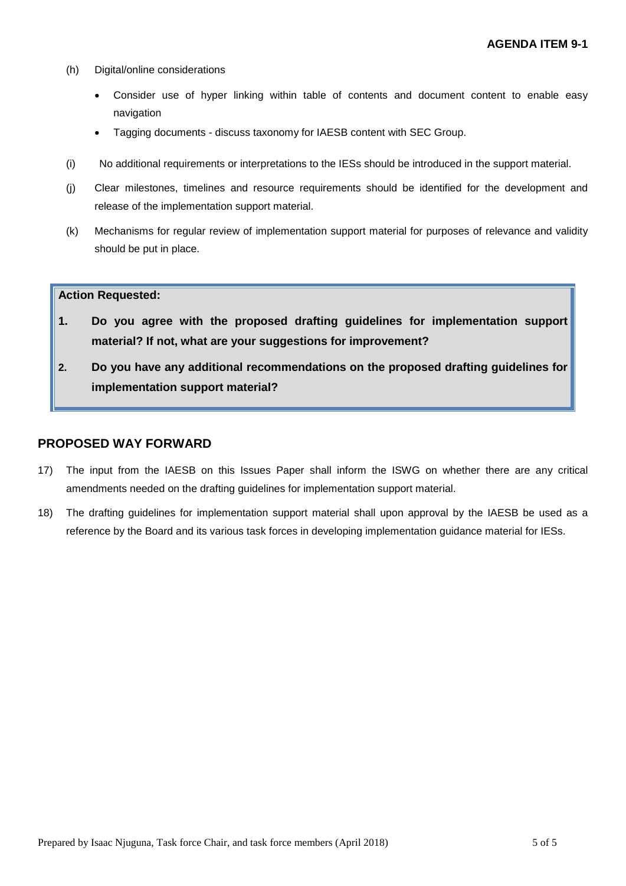(h) Digital/online considerations

- Consider use of hyper linking within table of contents and document content to enable easy navigation
- Tagging documents - discuss taxonomy for IAESB content with SEC Group.

(i) No additional requirements or interpretations to the IESs should be introduced in the support material.

(j) Clear milestones, timelines and resource requirements should be identified for the development and release of the implementation support material.

(k) Mechanisms for regular review of implementation support material for purposes of relevance and validity should be put in place.

> **Action Requested:**
>
> **1. Do you agree with the proposed drafting guidelines for implementation support material? If not, what are your suggestions for improvement?**
>
> **2. Do you have any additional recommendations on the proposed drafting guidelines for implementation support material?**

## PROPOSED WAY FORWARD

17) The input from the IAESB on this Issues Paper shall inform the ISWG on whether there are any critical amendments needed on the drafting guidelines for implementation support material.

18) The drafting guidelines for implementation support material shall upon approval by the IAESB be used as a reference by the Board and its various task forces in developing implementation guidance material for IESs.

Prepared by Isaac Njuguna, Task force Chair, and task force members (April 2018)